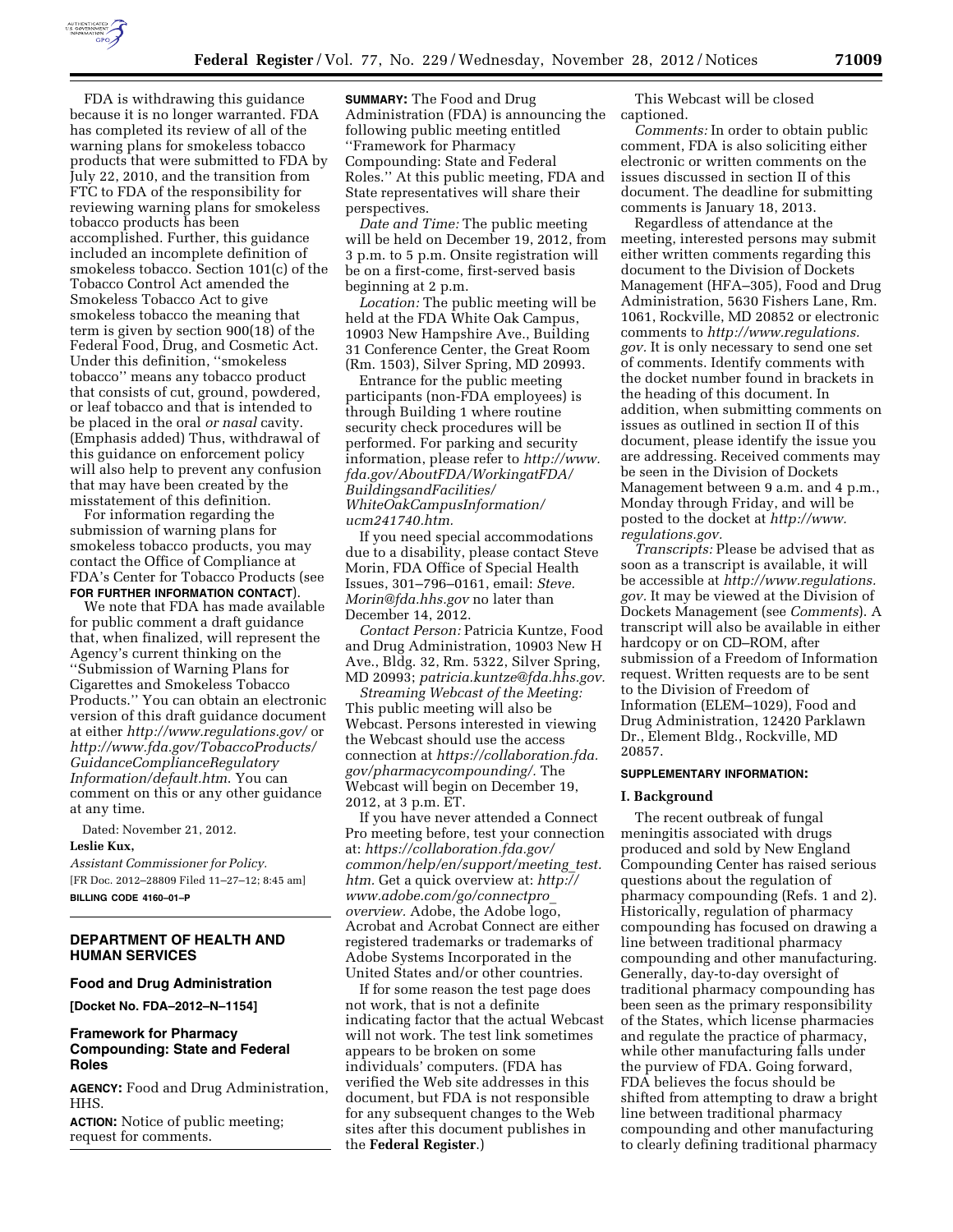FDA is withdrawing this guidance because it is no longer warranted. FDA has completed its review of all of the warning plans for smokeless tobacco products that were submitted to FDA by July 22, 2010, and the transition from FTC to FDA of the responsibility for reviewing warning plans for smokeless tobacco products has been accomplished. Further, this guidance included an incomplete definition of smokeless tobacco. Section 101(c) of the Tobacco Control Act amended the Smokeless Tobacco Act to give smokeless tobacco the meaning that term is given by section 900(18) of the Federal Food, Drug, and Cosmetic Act. Under this definition, ''smokeless tobacco'' means any tobacco product that consists of cut, ground, powdered, or leaf tobacco and that is intended to be placed in the oral *or nasal* cavity. (Emphasis added) Thus, withdrawal of this guidance on enforcement policy will also help to prevent any confusion that may have been created by the misstatement of this definition.

For information regarding the submission of warning plans for smokeless tobacco products, you may contact the Office of Compliance at FDA's Center for Tobacco Products (see **FOR FURTHER INFORMATION CONTACT**).

We note that FDA has made available for public comment a draft guidance that, when finalized, will represent the Agency's current thinking on the ''Submission of Warning Plans for Cigarettes and Smokeless Tobacco Products.'' You can obtain an electronic version of this draft guidance document at either *http://www.regulations.gov/* or *http://www.fda.gov/TobaccoProducts/GuidanceComplianceRegulatoryInformation/default.htm.* You can comment on this or any other guidance at any time.

Dated: November 21, 2012.

**Leslie Kux,**

*Assistant Commissioner for Policy.*

[FR Doc. 2012–28809 Filed 11–27–12; 8:45 am]

**BILLING CODE 4160–01–P**

## DEPARTMENT OF HEALTH AND HUMAN SERVICES

### Food and Drug Administration

**[Docket No. FDA–2012–N–1154]**

### Framework for Pharmacy Compounding: State and Federal Roles

**AGENCY:** Food and Drug Administration, HHS.

**ACTION:** Notice of public meeting; request for comments.

**SUMMARY:** The Food and Drug Administration (FDA) is announcing the following public meeting entitled ''Framework for Pharmacy Compounding: State and Federal Roles.'' At this public meeting, FDA and State representatives will share their perspectives.

*Date and Time:* The public meeting will be held on December 19, 2012, from 3 p.m. to 5 p.m. Onsite registration will be on a first-come, first-served basis beginning at 2 p.m.

*Location:* The public meeting will be held at the FDA White Oak Campus, 10903 New Hampshire Ave., Building 31 Conference Center, the Great Room (Rm. 1503), Silver Spring, MD 20993.

Entrance for the public meeting participants (non-FDA employees) is through Building 1 where routine security check procedures will be performed. For parking and security information, please refer to *http://www.fda.gov/AboutFDA/WorkingatFDA/BuildingsandFacilities/WhiteOakCampusInformation/ucm241740.htm.*

If you need special accommodations due to a disability, please contact Steve Morin, FDA Office of Special Health Issues, 301–796–0161, email: *Steve.Morin@fda.hhs.gov* no later than December 14, 2012.

*Contact Person:* Patricia Kuntze, Food and Drug Administration, 10903 New H Ave., Bldg. 32, Rm. 5322, Silver Spring, MD 20993; *patricia.kuntze@fda.hhs.gov.*

*Streaming Webcast of the Meeting:* This public meeting will also be Webcast. Persons interested in viewing the Webcast should use the access connection at *https://collaboration.fda.gov/pharmacycompounding/.* The Webcast will begin on December 19, 2012, at 3 p.m. ET.

If you have never attended a Connect Pro meeting before, test your connection at: *https://collaboration.fda.gov/common/help/en/support/meeting_test.htm.* Get a quick overview at: *http://www.adobe.com/go/connectpro_overview.* Adobe, the Adobe logo, Acrobat and Acrobat Connect are either registered trademarks or trademarks of Adobe Systems Incorporated in the United States and/or other countries.

If for some reason the test page does not work, that is not a definite indicating factor that the actual Webcast will not work. The test link sometimes appears to be broken on some individuals' computers. (FDA has verified the Web site addresses in this document, but FDA is not responsible for any subsequent changes to the Web sites after this document publishes in the **Federal Register**.)

This Webcast will be closed captioned.

*Comments:* In order to obtain public comment, FDA is also soliciting either electronic or written comments on the issues discussed in section II of this document. The deadline for submitting comments is January 18, 2013.

Regardless of attendance at the meeting, interested persons may submit either written comments regarding this document to the Division of Dockets Management (HFA–305), Food and Drug Administration, 5630 Fishers Lane, Rm. 1061, Rockville, MD 20852 or electronic comments to *http://www.regulations.gov.* It is only necessary to send one set of comments. Identify comments with the docket number found in brackets in the heading of this document. In addition, when submitting comments on issues as outlined in section II of this document, please identify the issue you are addressing. Received comments may be seen in the Division of Dockets Management between 9 a.m. and 4 p.m., Monday through Friday, and will be posted to the docket at *http://www.regulations.gov.*

*Transcripts:* Please be advised that as soon as a transcript is available, it will be accessible at *http://www.regulations.gov.* It may be viewed at the Division of Dockets Management (see *Comments*). A transcript will also be available in either hardcopy or on CD–ROM, after submission of a Freedom of Information request. Written requests are to be sent to the Division of Freedom of Information (ELEM–1029), Food and Drug Administration, 12420 Parklawn Dr., Element Bldg., Rockville, MD 20857.

**SUPPLEMENTARY INFORMATION:**

**I. Background**

The recent outbreak of fungal meningitis associated with drugs produced and sold by New England Compounding Center has raised serious questions about the regulation of pharmacy compounding (Refs. 1 and 2). Historically, regulation of pharmacy compounding has focused on drawing a line between traditional pharmacy compounding and other manufacturing. Generally, day-to-day oversight of traditional pharmacy compounding has been seen as the primary responsibility of the States, which license pharmacies and regulate the practice of pharmacy, while other manufacturing falls under the purview of FDA. Going forward, FDA believes the focus should be shifted from attempting to draw a bright line between traditional pharmacy compounding and other manufacturing to clearly defining traditional pharmacy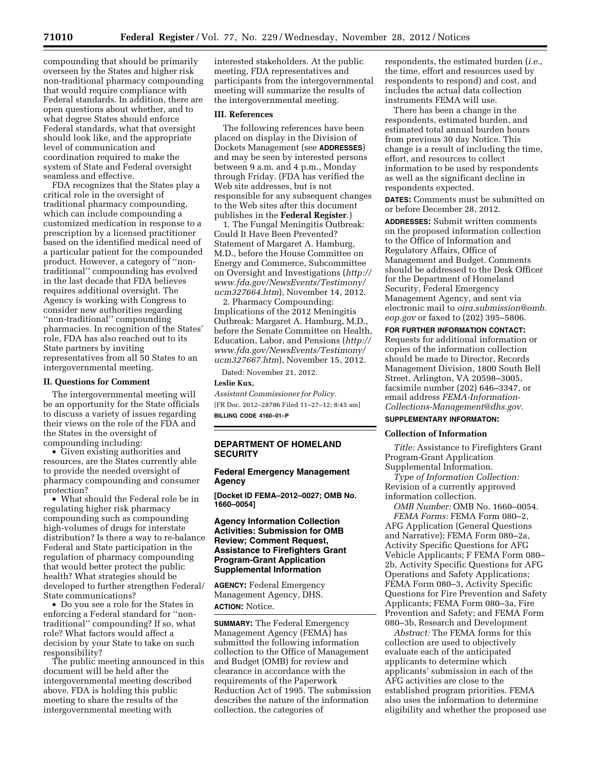compounding that should be primarily overseen by the States and higher risk non-traditional pharmacy compounding that would require compliance with Federal standards. In addition, there are open questions about whether, and to what degree States should enforce Federal standards, what that oversight should look like, and the appropriate level of communication and coordination required to make the system of State and Federal oversight seamless and effective.

FDA recognizes that the States play a critical role in the oversight of traditional pharmacy compounding, which can include compounding a customized medication in response to a prescription by a licensed practitioner based on the identified medical need of a particular patient for the compounded product. However, a category of ''non-traditional'' compounding has evolved in the last decade that FDA believes requires additional oversight. The Agency is working with Congress to consider new authorities regarding ''non-traditional'' compounding pharmacies. In recognition of the States' role, FDA has also reached out to its State partners by inviting representatives from all 50 States to an intergovernmental meeting.

## II. Questions for Comment

The intergovernmental meeting will be an opportunity for the State officials to discuss a variety of issues regarding their views on the role of the FDA and the States in the oversight of compounding including:

- Given existing authorities and resources, are the States currently able to provide the needed oversight of pharmacy compounding and consumer protection?
- What should the Federal role be in regulating higher risk pharmacy compounding such as compounding high-volumes of drugs for interstate distribution? Is there a way to re-balance Federal and State participation in the regulation of pharmacy compounding that would better protect the public health? What strategies should be developed to further strengthen Federal/State communications?
- Do you see a role for the States in enforcing a Federal standard for ''non-traditional'' compounding? If so, what role? What factors would affect a decision by your State to take on such responsibility?

The public meeting announced in this document will be held after the intergovernmental meeting described above. FDA is holding this public meeting to share the results of the intergovernmental meeting with interested stakeholders. At the public meeting, FDA representatives and participants from the intergovernmental meeting will summarize the results of the intergovernmental meeting.

## III. References

The following references have been placed on display in the Division of Dockets Management (see **ADDRESSES**) and may be seen by interested persons between 9 a.m. and 4 p.m., Monday through Friday. (FDA has verified the Web site addresses, but is not responsible for any subsequent changes to the Web sites after this document publishes in the **Federal Register**.)

1. The Fungal Meningitis Outbreak: Could It Have Been Prevented? Statement of Margaret A. Hamburg, M.D., before the House Committee on Energy and Commerce, Subcommittee on Oversight and Investigations (*http://www.fda.gov/NewsEvents/Testimony/ucm327664.htm*), November 14, 2012.

2. Pharmacy Compounding: Implications of the 2012 Meningitis Outbreak: Margaret A. Hamburg, M.D., before the Senate Committee on Health, Education, Labor, and Pensions (*http://www.fda.gov/NewsEvents/Testimony/ucm327667.htm*), November 15, 2012.

Dated: November 21, 2012.

**Leslie Kux,**

*Assistant Commissioner for Policy.*

[FR Doc. 2012–28786 Filed 11–27–12; 8:45 am]

**BILLING CODE 4160–01–P**

---

## DEPARTMENT OF HOMELAND SECURITY

### Federal Emergency Management Agency

**[Docket ID FEMA–2012–0027; OMB No. 1660–0054]**

### Agency Information Collection Activities: Submission for OMB Review; Comment Request, Assistance to Firefighters Grant Program-Grant Application Supplemental Information

**AGENCY:** Federal Emergency Management Agency, DHS.

**ACTION:** Notice.

**SUMMARY:** The Federal Emergency Management Agency (FEMA) has submitted the following information collection to the Office of Management and Budget (OMB) for review and clearance in accordance with the requirements of the Paperwork Reduction Act of 1995. The submission describes the nature of the information collection, the categories of respondents, the estimated burden (*i.e.*, the time, effort and resources used by respondents to respond) and cost, and includes the actual data collection instruments FEMA will use.

There has been a change in the respondents, estimated burden, and estimated total annual burden hours from previous 30 day Notice. This change is a result of including the time, effort, and resources to collect information to be used by respondents as well as the significant decline in respondents expected.

**DATES:** Comments must be submitted on or before December 28, 2012.

**ADDRESSES:** Submit written comments on the proposed information collection to the Office of Information and Regulatory Affairs, Office of Management and Budget. Comments should be addressed to the Desk Officer for the Department of Homeland Security, Federal Emergency Management Agency, and sent via electronic mail to *oira.submission@omb.eop.gov* or faxed to (202) 395–5806.

**FOR FURTHER INFORMATION CONTACT:** Requests for additional information or copies of the information collection should be made to Director, Records Management Division, 1800 South Bell Street, Arlington, VA 20598–3005, facsimile number (202) 646–3347, or email address *FEMA-Information-Collections-Management@dhs.gov*.

**SUPPLEMENTARY INFORMATON:**

### Collection of Information

*Title:* Assistance to Firefighters Grant Program-Grant Application Supplemental Information.

*Type of Information Collection:* Revision of a currently approved information collection.

*OMB Number:* OMB No. 1660–0054.

*FEMA Forms:* FEMA Form 080–2, AFG Application (General Questions and Narrative); FEMA Form 080–2a, Activity Specific Questions for AFG Vehicle Applicants; F FEMA Form 080–2b, Activity Specific Questions for AFG Operations and Safety Applications; FEMA Form 080–3, Activity Specific Questions for Fire Prevention and Safety Applicants; FEMA Form 080–3a, Fire Prevention and Safety; and FEMA Form 080–3b, Research and Development

*Abstract:* The FEMA forms for this collection are used to objectively evaluate each of the anticipated applicants to determine which applicants' submission in each of the AFG activities are close to the established program priorities. FEMA also uses the information to determine eligibility and whether the proposed use